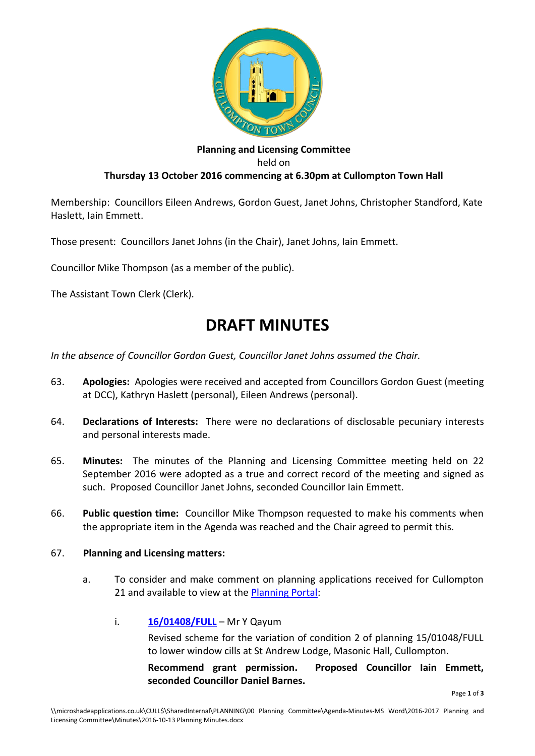**Planning and Licensing Committee**
held on
**Thursday 13 October 2016 commencing at 6.30pm at Cullompton Town Hall**

Membership: Councillors Eileen Andrews, Gordon Guest, Janet Johns, Christopher Standford, Kate Haslett, Iain Emmett.

Those present: Councillors Janet Johns (in the Chair), Janet Johns, Iain Emmett.

Councillor Mike Thompson (as a member of the public).

The Assistant Town Clerk (Clerk).

# DRAFT MINUTES

*In the absence of Councillor Gordon Guest, Councillor Janet Johns assumed the Chair.*

63. **Apologies:** Apologies were received and accepted from Councillors Gordon Guest (meeting at DCC), Kathryn Haslett (personal), Eileen Andrews (personal).

64. **Declarations of Interests:** There were no declarations of disclosable pecuniary interests and personal interests made.

65. **Minutes:** The minutes of the Planning and Licensing Committee meeting held on 22 September 2016 were adopted as a true and correct record of the meeting and signed as such. Proposed Councillor Janet Johns, seconded Councillor Iain Emmett.

66. **Public question time:** Councillor Mike Thompson requested to make his comments when the appropriate item in the Agenda was reached and the Chair agreed to permit this.

67. **Planning and Licensing matters:**

    a. To consider and make comment on planning applications received for Cullompton 21 and available to view at the Planning Portal:

        i. **16/01408/FULL** – Mr Y Qayum

        Revised scheme for the variation of condition 2 of planning 15/01048/FULL to lower window cills at St Andrew Lodge, Masonic Hall, Cullompton.

        **Recommend grant permission. Proposed Councillor Iain Emmett, seconded Councillor Daniel Barnes.**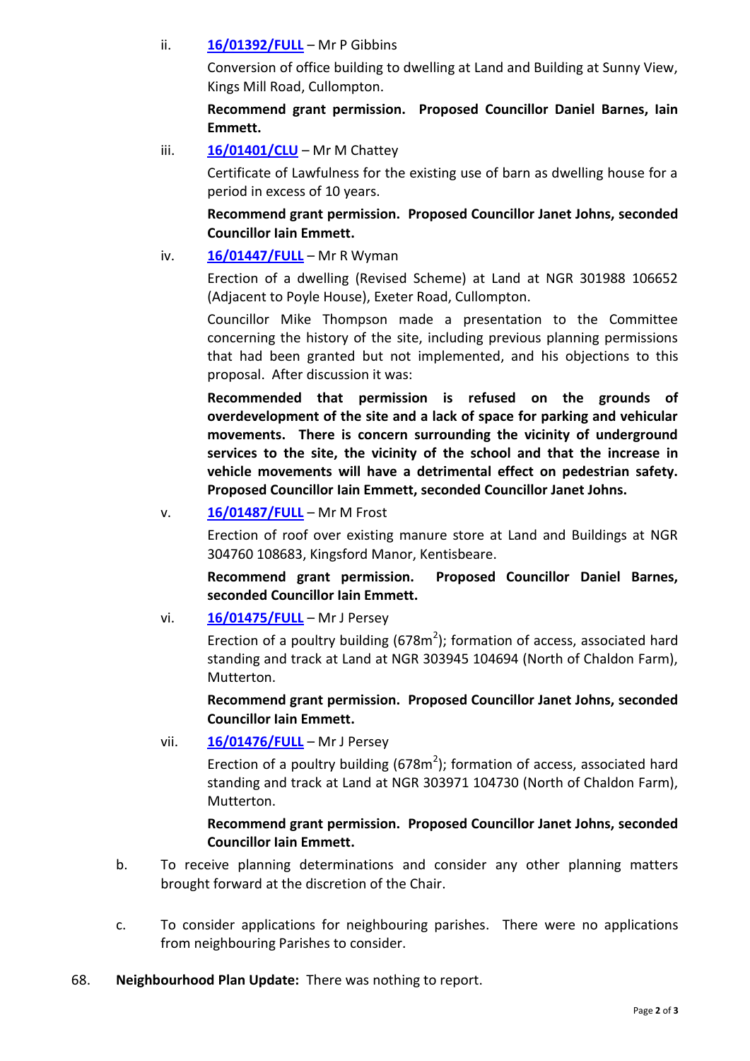ii. **16/01392/FULL** – Mr P Gibbins

Conversion of office building to dwelling at Land and Building at Sunny View, Kings Mill Road, Cullompton.

**Recommend grant permission. Proposed Councillor Daniel Barnes, Iain Emmett.**

iii. **16/01401/CLU** – Mr M Chattey

Certificate of Lawfulness for the existing use of barn as dwelling house for a period in excess of 10 years.

**Recommend grant permission. Proposed Councillor Janet Johns, seconded Councillor Iain Emmett.**

iv. **16/01447/FULL** – Mr R Wyman

Erection of a dwelling (Revised Scheme) at Land at NGR 301988 106652 (Adjacent to Poyle House), Exeter Road, Cullompton.

Councillor Mike Thompson made a presentation to the Committee concerning the history of the site, including previous planning permissions that had been granted but not implemented, and his objections to this proposal. After discussion it was:

**Recommended that permission is refused on the grounds of overdevelopment of the site and a lack of space for parking and vehicular movements. There is concern surrounding the vicinity of underground services to the site, the vicinity of the school and that the increase in vehicle movements will have a detrimental effect on pedestrian safety. Proposed Councillor Iain Emmett, seconded Councillor Janet Johns.**

v. **16/01487/FULL** – Mr M Frost

Erection of roof over existing manure store at Land and Buildings at NGR 304760 108683, Kingsford Manor, Kentisbeare.

**Recommend grant permission. Proposed Councillor Daniel Barnes, seconded Councillor Iain Emmett.**

vi. **16/01475/FULL** – Mr J Persey

Erection of a poultry building (678m$^2$); formation of access, associated hard standing and track at Land at NGR 303945 104694 (North of Chaldon Farm), Mutterton.

**Recommend grant permission. Proposed Councillor Janet Johns, seconded Councillor Iain Emmett.**

vii. **16/01476/FULL** – Mr J Persey

Erection of a poultry building (678m$^2$); formation of access, associated hard standing and track at Land at NGR 303971 104730 (North of Chaldon Farm), Mutterton.

**Recommend grant permission. Proposed Councillor Janet Johns, seconded Councillor Iain Emmett.**

b. To receive planning determinations and consider any other planning matters brought forward at the discretion of the Chair.

c. To consider applications for neighbouring parishes. There were no applications from neighbouring Parishes to consider.

68. **Neighbourhood Plan Update:** There was nothing to report.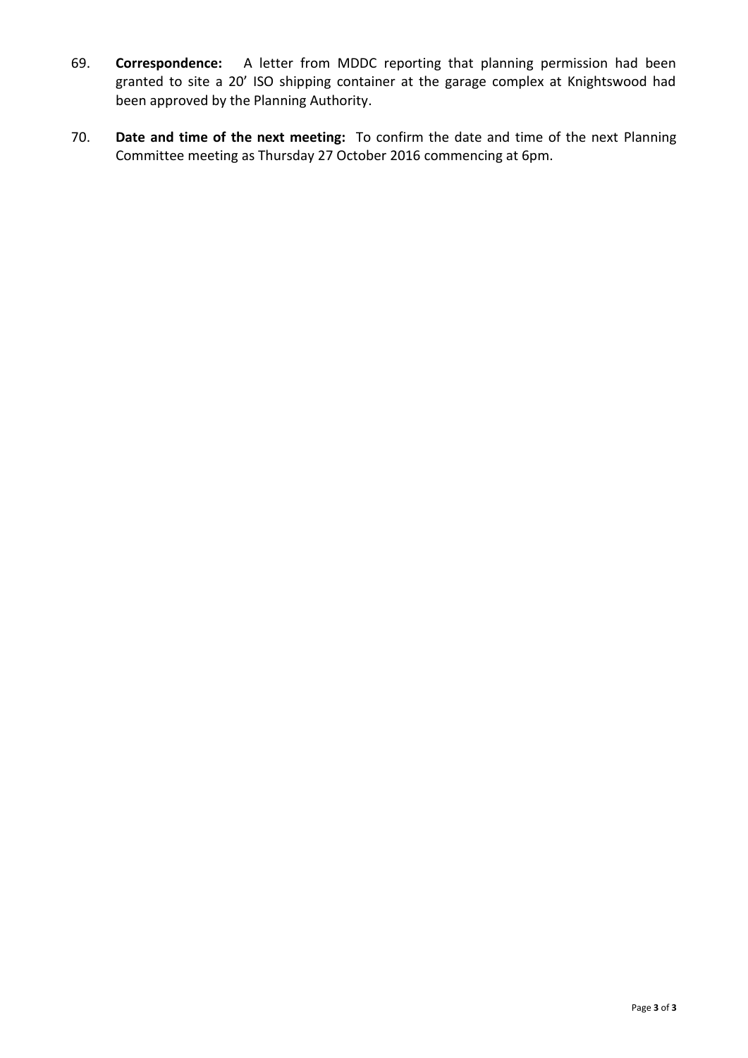69. **Correspondence:** A letter from MDDC reporting that planning permission had been granted to site a 20' ISO shipping container at the garage complex at Knightswood had been approved by the Planning Authority.

70. **Date and time of the next meeting:** To confirm the date and time of the next Planning Committee meeting as Thursday 27 October 2016 commencing at 6pm.